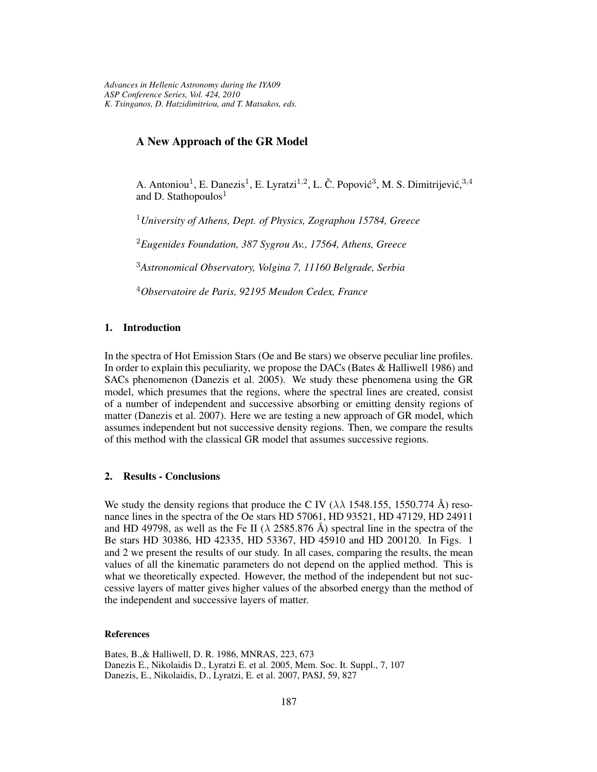*Advances in Hellenic Astronomy during the IYA09*
*ASP Conference Series, Vol. 424, 2010*
*K. Tsinganos, D. Hatzidimitriou, and T. Matsakos, eds.*

# A New Approach of the GR Model

A. Antoniou[1], E. Danezis[1], E. Lyratzi[1,2], L. Č. Popović[3], M. S. Dimitrijević,[3,4] and D. Stathopoulos[1]

[1]*University of Athens, Dept. of Physics, Zographou 15784, Greece*

[2]*Eugenides Foundation, 387 Sygrou Av., 17564, Athens, Greece*

[3]*Astronomical Observatory, Volgina 7, 11160 Belgrade, Serbia*

[4]*Observatoire de Paris, 92195 Meudon Cedex, France*

## 1. Introduction

In the spectra of Hot Emission Stars (Oe and Be stars) we observe peculiar line profiles. In order to explain this peculiarity, we propose the DACs (Bates & Halliwell 1986) and SACs phenomenon (Danezis et al. 2005). We study these phenomena using the GR model, which presumes that the regions, where the spectral lines are created, consist of a number of independent and successive absorbing or emitting density regions of matter (Danezis et al. 2007). Here we are testing a new approach of GR model, which assumes independent but not successive density regions. Then, we compare the results of this method with the classical GR model that assumes successive regions.

## 2. Results - Conclusions

We study the density regions that produce the C IV ($\lambda\lambda$ 1548.155, 1550.774 Å) resonance lines in the spectra of the Oe stars HD 57061, HD 93521, HD 47129, HD 24911 and HD 49798, as well as the Fe II ($\lambda$ 2585.876 Å) spectral line in the spectra of the Be stars HD 30386, HD 42335, HD 53367, HD 45910 and HD 200120. In Figs. 1 and 2 we present the results of our study. In all cases, comparing the results, the mean values of all the kinematic parameters do not depend on the applied method. This is what we theoretically expected. However, the method of the independent but not successive layers of matter gives higher values of the absorbed energy than the method of the independent and successive layers of matter.

### References

Bates, B.,& Halliwell, D. R. 1986, MNRAS, 223, 673
Danezis E., Nikolaidis D., Lyratzi E. et al. 2005, Mem. Soc. It. Suppl., 7, 107
Danezis, E., Nikolaidis, D., Lyratzi, E. et al. 2007, PASJ, 59, 827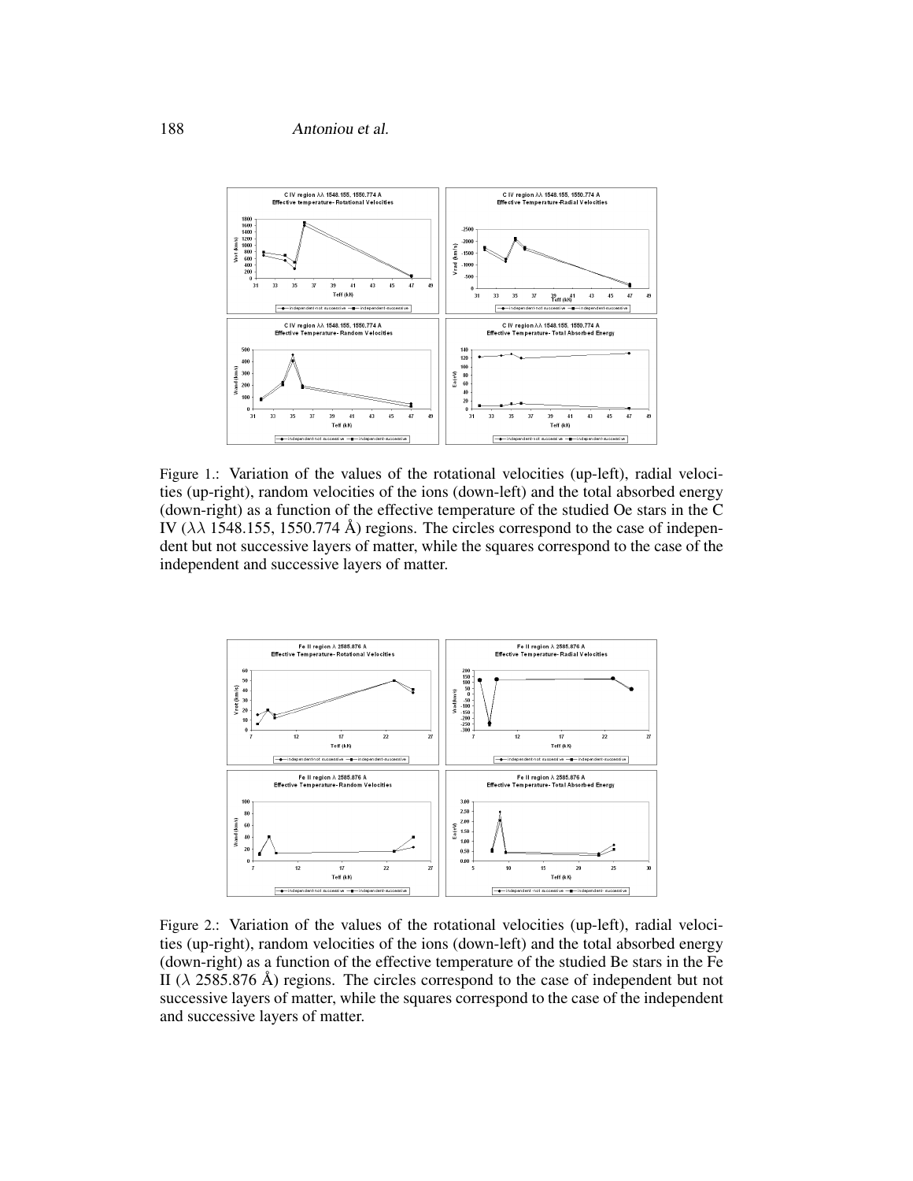C IV region λλ 1548.155, 1550.774 A
Effective temperature- Rotational Velocities

Vrot (km/s)

Teff (kK)

independent-not successive — independent-successive

C IV region λλ 1548.155, 1550.774 A
Effective Temperature-Radial Velocities

Vrad (km/s)

Teff (kK)

independent-not successive — independent-successive

C IV region λλ 1548.155, 1550.774 A
Effective Temperature- Random Velocities

Vrand (km/s)

Teff (kK)

independent-not successive — independent-successive

C IV region λλ 1548.155, 1550.774 A
Effective Temperature- Total Absorbed Energy

Ea (eV)

Teff (kK)

independent-not successive — independent-successive

Figure 1.: Variation of the values of the rotational velocities (up-left), radial velocities (up-right), random velocities of the ions (down-left) and the total absorbed energy (down-right) as a function of the effective temperature of the studied Oe stars in the C IV ($\lambda\lambda$ 1548.155, 1550.774 Å) regions. The circles correspond to the case of independent but not successive layers of matter, while the squares correspond to the case of the independent and successive layers of matter.

Fe II region λ 2585.876 A
Effective Temperature- Rotational Velocities

Vrot (km/s)

Teff (kK)

independent-not successive — independent-successive

Fe II region λ 2585.876 A
Effective Temperature- Radial Velocities

Vrad (km/s)

Teff (kK)

independent-not successive — independent-successive

Fe II region λ 2585.876 A
Effective Temperature- Random Velocities

Vrand (km/s)

Teff (kK)

independent-not successive — independent-successive

Fe II region λ 2585.876 A
Effective Temperature- Total Absorbed Energy

Ea (eV)

Teff (kK)

independent-not successive — independent-successive

Figure 2.: Variation of the values of the rotational velocities (up-left), radial velocities (up-right), random velocities of the ions (down-left) and the total absorbed energy (down-right) as a function of the effective temperature of the studied Be stars in the Fe II ($\lambda$ 2585.876 Å) regions. The circles correspond to the case of independent but not successive layers of matter, while the squares correspond to the case of the independent and successive layers of matter.